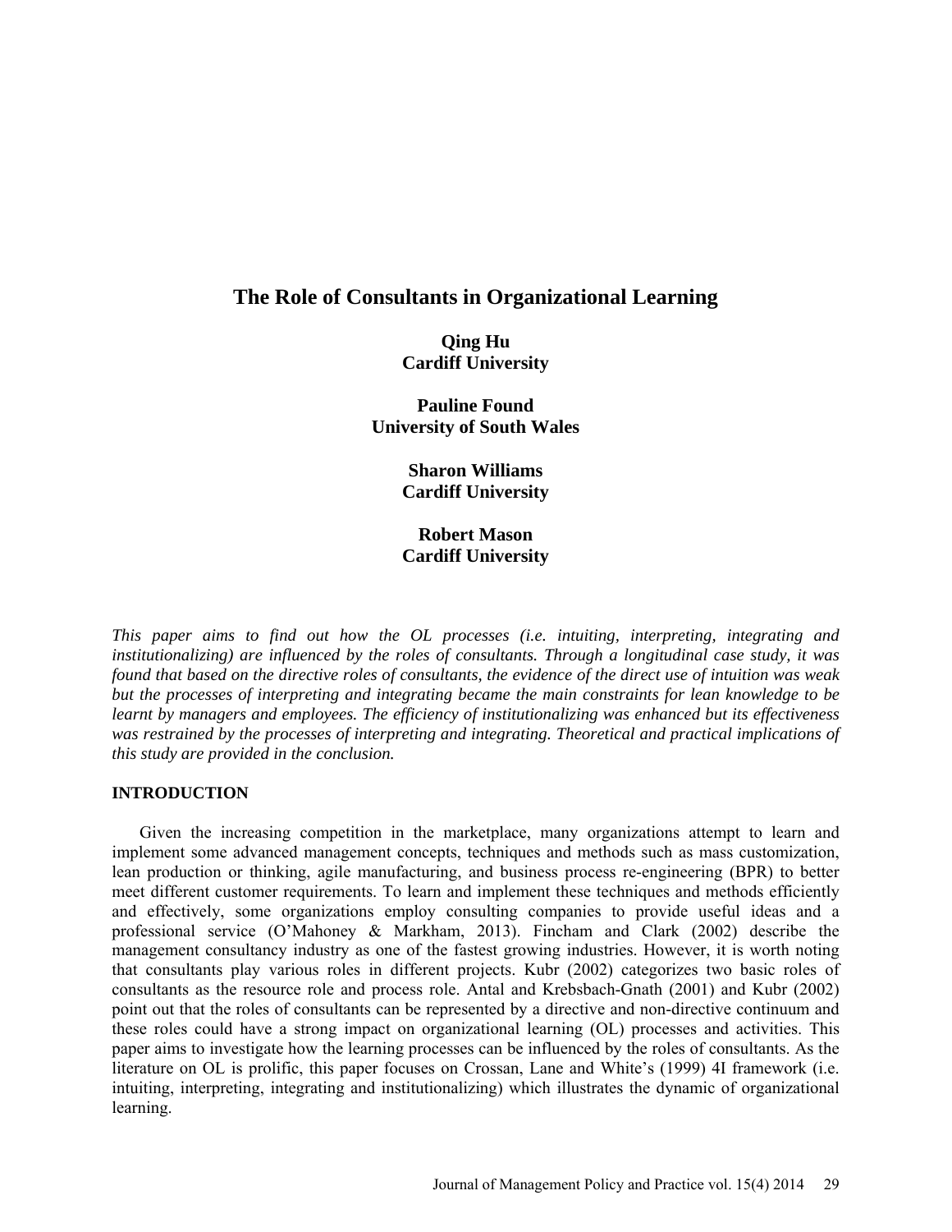# The Role of Consultants in Organizational Learning

**Qing Hu**
**Cardiff University**

**Pauline Found**
**University of South Wales**

**Sharon Williams**
**Cardiff University**

**Robert Mason**
**Cardiff University**

*This paper aims to find out how the OL processes (i.e. intuiting, interpreting, integrating and institutionalizing) are influenced by the roles of consultants. Through a longitudinal case study, it was found that based on the directive roles of consultants, the evidence of the direct use of intuition was weak but the processes of interpreting and integrating became the main constraints for lean knowledge to be learnt by managers and employees. The efficiency of institutionalizing was enhanced but its effectiveness was restrained by the processes of interpreting and integrating. Theoretical and practical implications of this study are provided in the conclusion.*

## INTRODUCTION

Given the increasing competition in the marketplace, many organizations attempt to learn and implement some advanced management concepts, techniques and methods such as mass customization, lean production or thinking, agile manufacturing, and business process re-engineering (BPR) to better meet different customer requirements. To learn and implement these techniques and methods efficiently and effectively, some organizations employ consulting companies to provide useful ideas and a professional service (O'Mahoney & Markham, 2013). Fincham and Clark (2002) describe the management consultancy industry as one of the fastest growing industries. However, it is worth noting that consultants play various roles in different projects. Kubr (2002) categorizes two basic roles of consultants as the resource role and process role. Antal and Krebsbach-Gnath (2001) and Kubr (2002) point out that the roles of consultants can be represented by a directive and non-directive continuum and these roles could have a strong impact on organizational learning (OL) processes and activities. This paper aims to investigate how the learning processes can be influenced by the roles of consultants. As the literature on OL is prolific, this paper focuses on Crossan, Lane and White's (1999) 4I framework (i.e. intuiting, interpreting, integrating and institutionalizing) which illustrates the dynamic of organizational learning.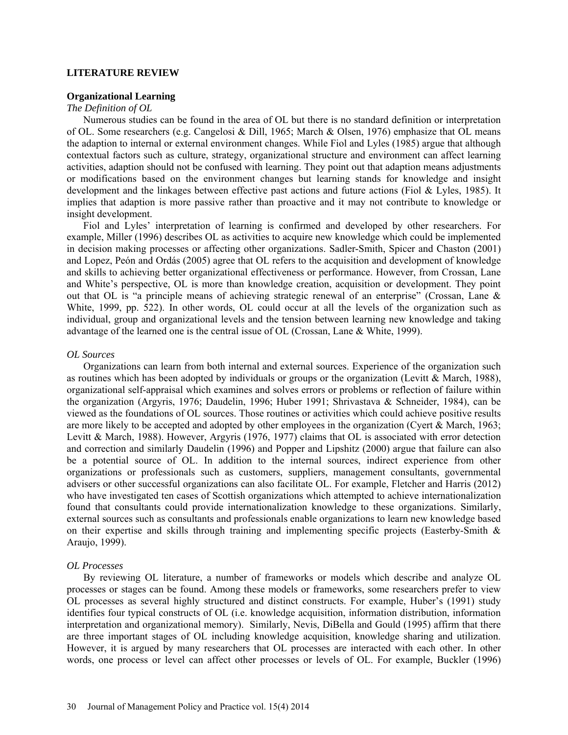## LITERATURE REVIEW

### Organizational Learning

*The Definition of OL*

Numerous studies can be found in the area of OL but there is no standard definition or interpretation of OL. Some researchers (e.g. Cangelosi & Dill, 1965; March & Olsen, 1976) emphasize that OL means the adaption to internal or external environment changes. While Fiol and Lyles (1985) argue that although contextual factors such as culture, strategy, organizational structure and environment can affect learning activities, adaption should not be confused with learning. They point out that adaption means adjustments or modifications based on the environment changes but learning stands for knowledge and insight development and the linkages between effective past actions and future actions (Fiol & Lyles, 1985). It implies that adaption is more passive rather than proactive and it may not contribute to knowledge or insight development.

Fiol and Lyles' interpretation of learning is confirmed and developed by other researchers. For example, Miller (1996) describes OL as activities to acquire new knowledge which could be implemented in decision making processes or affecting other organizations. Sadler-Smith, Spicer and Chaston (2001) and Lopez, Peón and Ordás (2005) agree that OL refers to the acquisition and development of knowledge and skills to achieving better organizational effectiveness or performance. However, from Crossan, Lane and White's perspective, OL is more than knowledge creation, acquisition or development. They point out that OL is "a principle means of achieving strategic renewal of an enterprise" (Crossan, Lane & White, 1999, pp. 522). In other words, OL could occur at all the levels of the organization such as individual, group and organizational levels and the tension between learning new knowledge and taking advantage of the learned one is the central issue of OL (Crossan, Lane & White, 1999).

*OL Sources*

Organizations can learn from both internal and external sources. Experience of the organization such as routines which has been adopted by individuals or groups or the organization (Levitt & March, 1988), organizational self-appraisal which examines and solves errors or problems or reflection of failure within the organization (Argyris, 1976; Daudelin, 1996; Huber 1991; Shrivastava & Schneider, 1984), can be viewed as the foundations of OL sources. Those routines or activities which could achieve positive results are more likely to be accepted and adopted by other employees in the organization (Cyert & March, 1963; Levitt & March, 1988). However, Argyris (1976, 1977) claims that OL is associated with error detection and correction and similarly Daudelin (1996) and Popper and Lipshitz (2000) argue that failure can also be a potential source of OL. In addition to the internal sources, indirect experience from other organizations or professionals such as customers, suppliers, management consultants, governmental advisers or other successful organizations can also facilitate OL. For example, Fletcher and Harris (2012) who have investigated ten cases of Scottish organizations which attempted to achieve internationalization found that consultants could provide internationalization knowledge to these organizations. Similarly, external sources such as consultants and professionals enable organizations to learn new knowledge based on their expertise and skills through training and implementing specific projects (Easterby-Smith & Araujo, 1999).

*OL Processes*

By reviewing OL literature, a number of frameworks or models which describe and analyze OL processes or stages can be found. Among these models or frameworks, some researchers prefer to view OL processes as several highly structured and distinct constructs. For example, Huber's (1991) study identifies four typical constructs of OL (i.e. knowledge acquisition, information distribution, information interpretation and organizational memory). Similarly, Nevis, DiBella and Gould (1995) affirm that there are three important stages of OL including knowledge acquisition, knowledge sharing and utilization. However, it is argued by many researchers that OL processes are interacted with each other. In other words, one process or level can affect other processes or levels of OL. For example, Buckler (1996)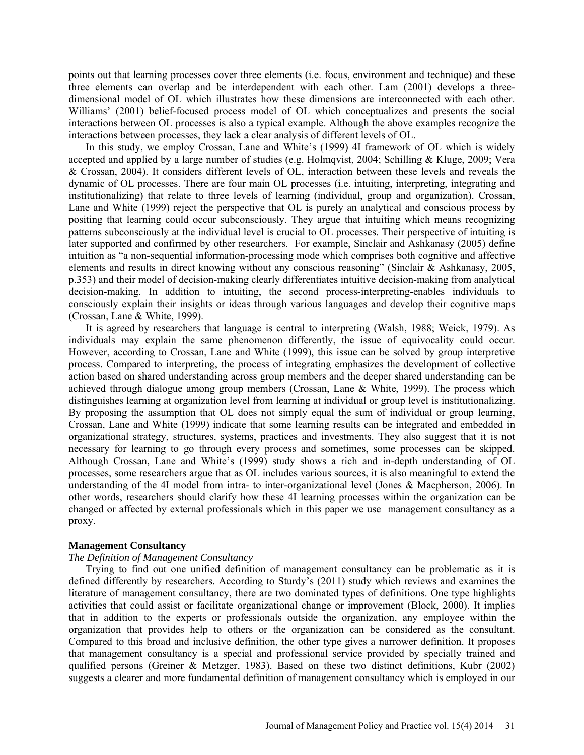points out that learning processes cover three elements (i.e. focus, environment and technique) and these three elements can overlap and be interdependent with each other. Lam (2001) develops a three-dimensional model of OL which illustrates how these dimensions are interconnected with each other. Williams' (2001) belief-focused process model of OL which conceptualizes and presents the social interactions between OL processes is also a typical example. Although the above examples recognize the interactions between processes, they lack a clear analysis of different levels of OL.

In this study, we employ Crossan, Lane and White's (1999) 4I framework of OL which is widely accepted and applied by a large number of studies (e.g. Holmqvist, 2004; Schilling & Kluge, 2009; Vera & Crossan, 2004). It considers different levels of OL, interaction between these levels and reveals the dynamic of OL processes. There are four main OL processes (i.e. intuiting, interpreting, integrating and institutionalizing) that relate to three levels of learning (individual, group and organization). Crossan, Lane and White (1999) reject the perspective that OL is purely an analytical and conscious process by positing that learning could occur subconsciously. They argue that intuiting which means recognizing patterns subconsciously at the individual level is crucial to OL processes. Their perspective of intuiting is later supported and confirmed by other researchers. For example, Sinclair and Ashkanasy (2005) define intuition as "a non-sequential information-processing mode which comprises both cognitive and affective elements and results in direct knowing without any conscious reasoning" (Sinclair & Ashkanasy, 2005, p.353) and their model of decision-making clearly differentiates intuitive decision-making from analytical decision-making. In addition to intuiting, the second process-interpreting-enables individuals to consciously explain their insights or ideas through various languages and develop their cognitive maps (Crossan, Lane & White, 1999).

It is agreed by researchers that language is central to interpreting (Walsh, 1988; Weick, 1979). As individuals may explain the same phenomenon differently, the issue of equivocality could occur. However, according to Crossan, Lane and White (1999), this issue can be solved by group interpretive process. Compared to interpreting, the process of integrating emphasizes the development of collective action based on shared understanding across group members and the deeper shared understanding can be achieved through dialogue among group members (Crossan, Lane & White, 1999). The process which distinguishes learning at organization level from learning at individual or group level is institutionalizing. By proposing the assumption that OL does not simply equal the sum of individual or group learning, Crossan, Lane and White (1999) indicate that some learning results can be integrated and embedded in organizational strategy, structures, systems, practices and investments. They also suggest that it is not necessary for learning to go through every process and sometimes, some processes can be skipped. Although Crossan, Lane and White's (1999) study shows a rich and in-depth understanding of OL processes, some researchers argue that as OL includes various sources, it is also meaningful to extend the understanding of the 4I model from intra- to inter-organizational level (Jones & Macpherson, 2006). In other words, researchers should clarify how these 4I learning processes within the organization can be changed or affected by external professionals which in this paper we use management consultancy as a proxy.

## Management Consultancy

### *The Definition of Management Consultancy*

Trying to find out one unified definition of management consultancy can be problematic as it is defined differently by researchers. According to Sturdy's (2011) study which reviews and examines the literature of management consultancy, there are two dominated types of definitions. One type highlights activities that could assist or facilitate organizational change or improvement (Block, 2000). It implies that in addition to the experts or professionals outside the organization, any employee within the organization that provides help to others or the organization can be considered as the consultant. Compared to this broad and inclusive definition, the other type gives a narrower definition. It proposes that management consultancy is a special and professional service provided by specially trained and qualified persons (Greiner & Metzger, 1983). Based on these two distinct definitions, Kubr (2002) suggests a clearer and more fundamental definition of management consultancy which is employed in our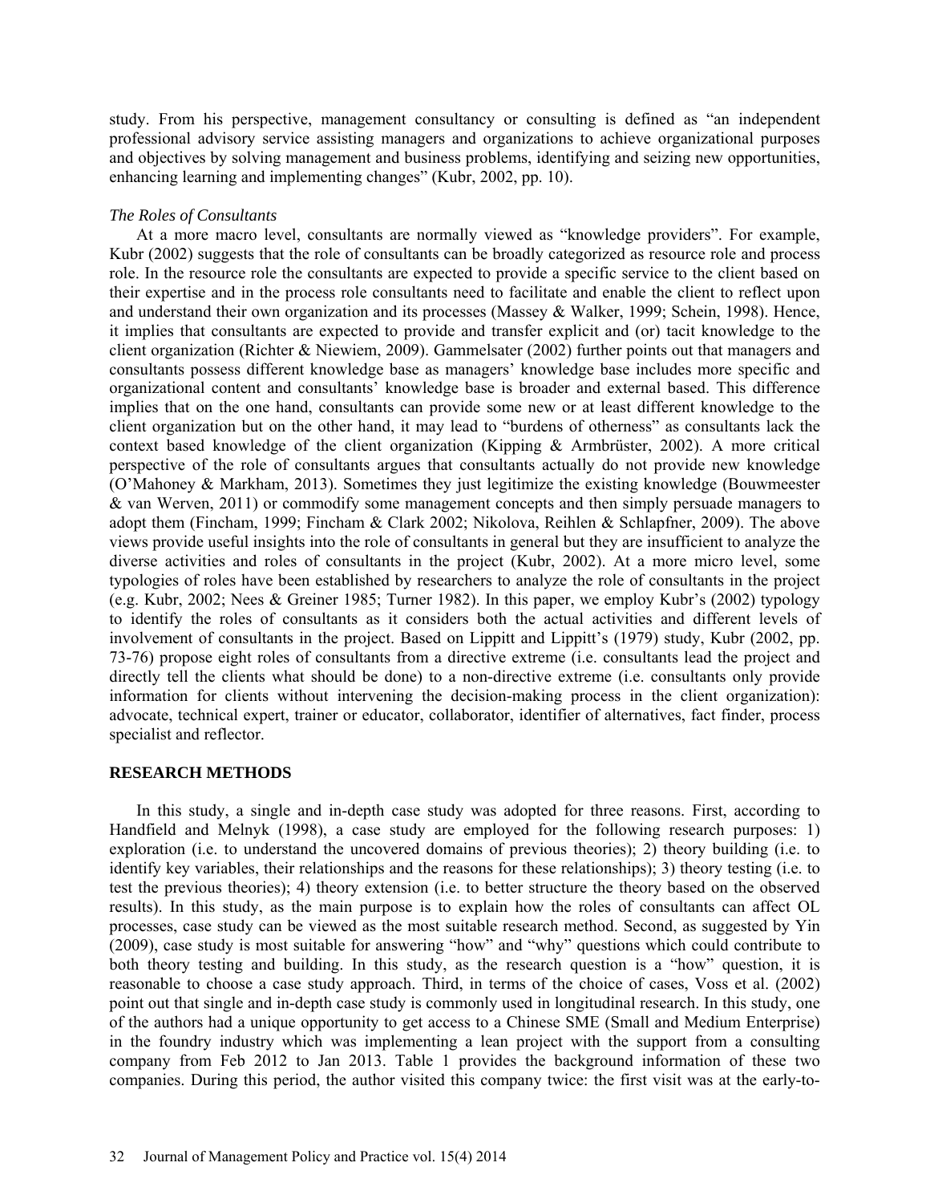study. From his perspective, management consultancy or consulting is defined as "an independent professional advisory service assisting managers and organizations to achieve organizational purposes and objectives by solving management and business problems, identifying and seizing new opportunities, enhancing learning and implementing changes" (Kubr, 2002, pp. 10).

*The Roles of Consultants*

At a more macro level, consultants are normally viewed as "knowledge providers". For example, Kubr (2002) suggests that the role of consultants can be broadly categorized as resource role and process role. In the resource role the consultants are expected to provide a specific service to the client based on their expertise and in the process role consultants need to facilitate and enable the client to reflect upon and understand their own organization and its processes (Massey & Walker, 1999; Schein, 1998). Hence, it implies that consultants are expected to provide and transfer explicit and (or) tacit knowledge to the client organization (Richter & Niewiem, 2009). Gammelsater (2002) further points out that managers and consultants possess different knowledge base as managers' knowledge base includes more specific and organizational content and consultants' knowledge base is broader and external based. This difference implies that on the one hand, consultants can provide some new or at least different knowledge to the client organization but on the other hand, it may lead to "burdens of otherness" as consultants lack the context based knowledge of the client organization (Kipping & Armbrüster, 2002). A more critical perspective of the role of consultants argues that consultants actually do not provide new knowledge (O'Mahoney & Markham, 2013). Sometimes they just legitimize the existing knowledge (Bouwmeester & van Werven, 2011) or commodify some management concepts and then simply persuade managers to adopt them (Fincham, 1999; Fincham & Clark 2002; Nikolova, Reihlen & Schlapfner, 2009). The above views provide useful insights into the role of consultants in general but they are insufficient to analyze the diverse activities and roles of consultants in the project (Kubr, 2002). At a more micro level, some typologies of roles have been established by researchers to analyze the role of consultants in the project (e.g. Kubr, 2002; Nees & Greiner 1985; Turner 1982). In this paper, we employ Kubr's (2002) typology to identify the roles of consultants as it considers both the actual activities and different levels of involvement of consultants in the project. Based on Lippitt and Lippitt's (1979) study, Kubr (2002, pp. 73-76) propose eight roles of consultants from a directive extreme (i.e. consultants lead the project and directly tell the clients what should be done) to a non-directive extreme (i.e. consultants only provide information for clients without intervening the decision-making process in the client organization): advocate, technical expert, trainer or educator, collaborator, identifier of alternatives, fact finder, process specialist and reflector.

## RESEARCH METHODS

In this study, a single and in-depth case study was adopted for three reasons. First, according to Handfield and Melnyk (1998), a case study are employed for the following research purposes: 1) exploration (i.e. to understand the uncovered domains of previous theories); 2) theory building (i.e. to identify key variables, their relationships and the reasons for these relationships); 3) theory testing (i.e. to test the previous theories); 4) theory extension (i.e. to better structure the theory based on the observed results). In this study, as the main purpose is to explain how the roles of consultants can affect OL processes, case study can be viewed as the most suitable research method. Second, as suggested by Yin (2009), case study is most suitable for answering "how" and "why" questions which could contribute to both theory testing and building. In this study, as the research question is a "how" question, it is reasonable to choose a case study approach. Third, in terms of the choice of cases, Voss et al. (2002) point out that single and in-depth case study is commonly used in longitudinal research. In this study, one of the authors had a unique opportunity to get access to a Chinese SME (Small and Medium Enterprise) in the foundry industry which was implementing a lean project with the support from a consulting company from Feb 2012 to Jan 2013. Table 1 provides the background information of these two companies. During this period, the author visited this company twice: the first visit was at the early-to-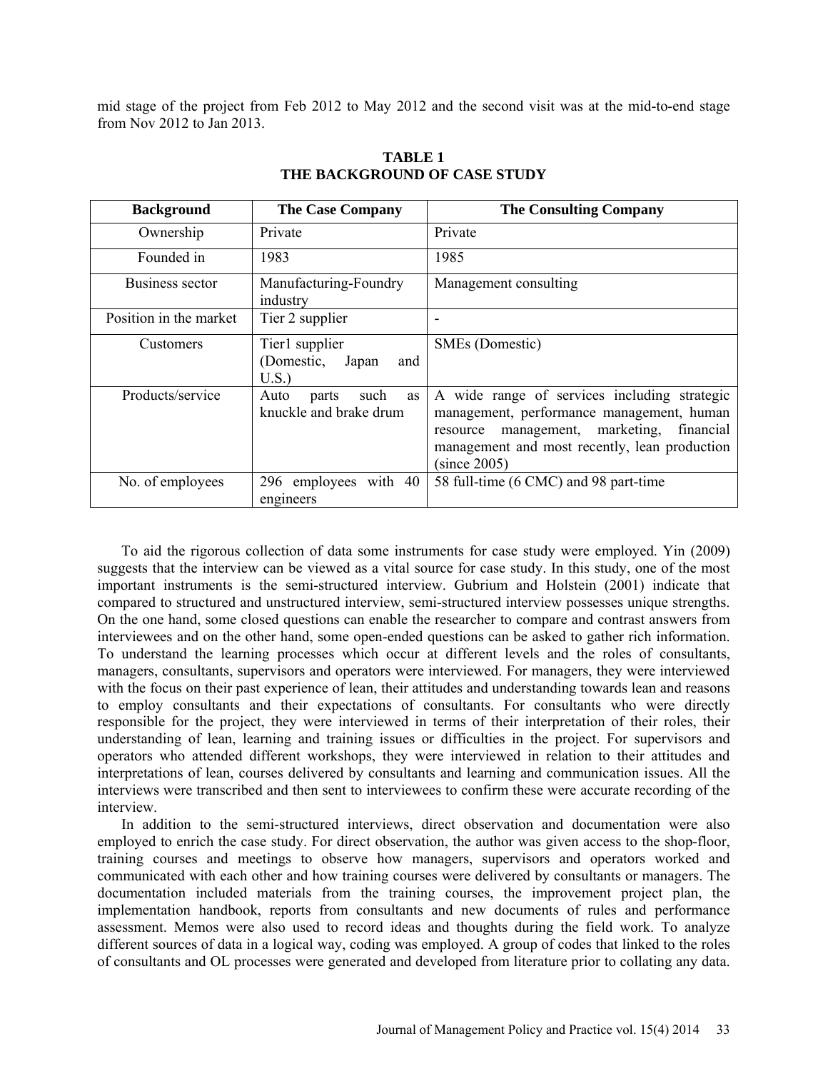mid stage of the project from Feb 2012 to May 2012 and the second visit was at the mid-to-end stage from Nov 2012 to Jan 2013.

**TABLE 1**
**THE BACKGROUND OF CASE STUDY**

| Background | The Case Company | The Consulting Company |
|---|---|---|
| Ownership | Private | Private |
| Founded in | 1983 | 1985 |
| Business sector | Manufacturing-Foundry industry | Management consulting |
| Position in the market | Tier 2 supplier | - |
| Customers | Tier1 supplier (Domestic, Japan and U.S.) | SMEs (Domestic) |
| Products/service | Auto parts such as knuckle and brake drum | A wide range of services including strategic management, performance management, human resource management, marketing, financial management and most recently, lean production (since 2005) |
| No. of employees | 296 employees with 40 engineers | 58 full-time (6 CMC) and 98 part-time |

To aid the rigorous collection of data some instruments for case study were employed. Yin (2009) suggests that the interview can be viewed as a vital source for case study. In this study, one of the most important instruments is the semi-structured interview. Gubrium and Holstein (2001) indicate that compared to structured and unstructured interview, semi-structured interview possesses unique strengths. On the one hand, some closed questions can enable the researcher to compare and contrast answers from interviewees and on the other hand, some open-ended questions can be asked to gather rich information. To understand the learning processes which occur at different levels and the roles of consultants, managers, consultants, supervisors and operators were interviewed. For managers, they were interviewed with the focus on their past experience of lean, their attitudes and understanding towards lean and reasons to employ consultants and their expectations of consultants. For consultants who were directly responsible for the project, they were interviewed in terms of their interpretation of their roles, their understanding of lean, learning and training issues or difficulties in the project. For supervisors and operators who attended different workshops, they were interviewed in relation to their attitudes and interpretations of lean, courses delivered by consultants and learning and communication issues. All the interviews were transcribed and then sent to interviewees to confirm these were accurate recording of the interview.

In addition to the semi-structured interviews, direct observation and documentation were also employed to enrich the case study. For direct observation, the author was given access to the shop-floor, training courses and meetings to observe how managers, supervisors and operators worked and communicated with each other and how training courses were delivered by consultants or managers. The documentation included materials from the training courses, the improvement project plan, the implementation handbook, reports from consultants and new documents of rules and performance assessment. Memos were also used to record ideas and thoughts during the field work. To analyze different sources of data in a logical way, coding was employed. A group of codes that linked to the roles of consultants and OL processes were generated and developed from literature prior to collating any data.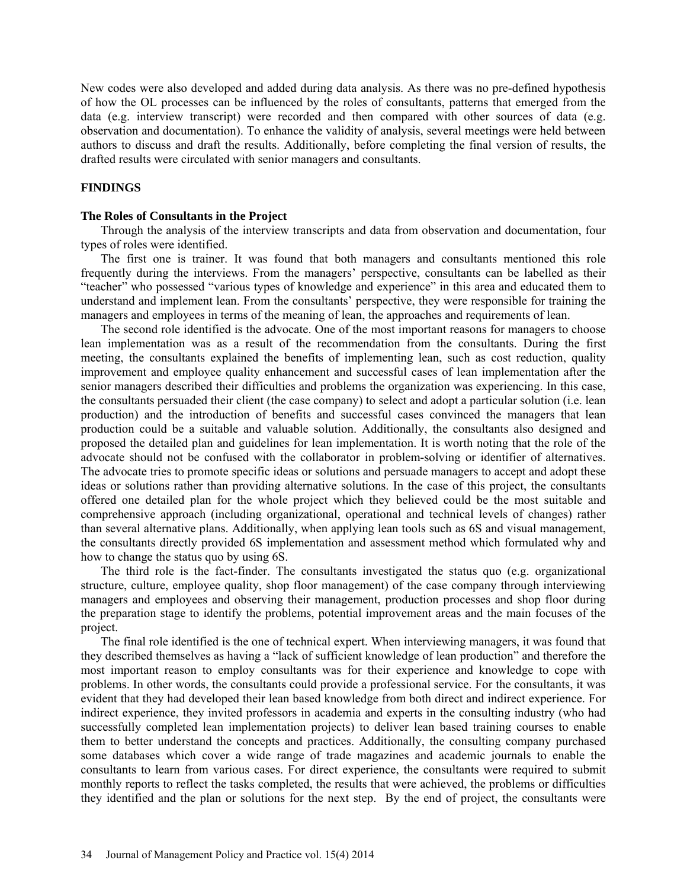New codes were also developed and added during data analysis. As there was no pre-defined hypothesis of how the OL processes can be influenced by the roles of consultants, patterns that emerged from the data (e.g. interview transcript) were recorded and then compared with other sources of data (e.g. observation and documentation). To enhance the validity of analysis, several meetings were held between authors to discuss and draft the results. Additionally, before completing the final version of results, the drafted results were circulated with senior managers and consultants.

## FINDINGS

### The Roles of Consultants in the Project

Through the analysis of the interview transcripts and data from observation and documentation, four types of roles were identified.

The first one is trainer. It was found that both managers and consultants mentioned this role frequently during the interviews. From the managers' perspective, consultants can be labelled as their "teacher" who possessed "various types of knowledge and experience" in this area and educated them to understand and implement lean. From the consultants' perspective, they were responsible for training the managers and employees in terms of the meaning of lean, the approaches and requirements of lean.

The second role identified is the advocate. One of the most important reasons for managers to choose lean implementation was as a result of the recommendation from the consultants. During the first meeting, the consultants explained the benefits of implementing lean, such as cost reduction, quality improvement and employee quality enhancement and successful cases of lean implementation after the senior managers described their difficulties and problems the organization was experiencing. In this case, the consultants persuaded their client (the case company) to select and adopt a particular solution (i.e. lean production) and the introduction of benefits and successful cases convinced the managers that lean production could be a suitable and valuable solution. Additionally, the consultants also designed and proposed the detailed plan and guidelines for lean implementation. It is worth noting that the role of the advocate should not be confused with the collaborator in problem-solving or identifier of alternatives. The advocate tries to promote specific ideas or solutions and persuade managers to accept and adopt these ideas or solutions rather than providing alternative solutions. In the case of this project, the consultants offered one detailed plan for the whole project which they believed could be the most suitable and comprehensive approach (including organizational, operational and technical levels of changes) rather than several alternative plans. Additionally, when applying lean tools such as 6S and visual management, the consultants directly provided 6S implementation and assessment method which formulated why and how to change the status quo by using 6S.

The third role is the fact-finder. The consultants investigated the status quo (e.g. organizational structure, culture, employee quality, shop floor management) of the case company through interviewing managers and employees and observing their management, production processes and shop floor during the preparation stage to identify the problems, potential improvement areas and the main focuses of the project.

The final role identified is the one of technical expert. When interviewing managers, it was found that they described themselves as having a "lack of sufficient knowledge of lean production" and therefore the most important reason to employ consultants was for their experience and knowledge to cope with problems. In other words, the consultants could provide a professional service. For the consultants, it was evident that they had developed their lean based knowledge from both direct and indirect experience. For indirect experience, they invited professors in academia and experts in the consulting industry (who had successfully completed lean implementation projects) to deliver lean based training courses to enable them to better understand the concepts and practices. Additionally, the consulting company purchased some databases which cover a wide range of trade magazines and academic journals to enable the consultants to learn from various cases. For direct experience, the consultants were required to submit monthly reports to reflect the tasks completed, the results that were achieved, the problems or difficulties they identified and the plan or solutions for the next step. By the end of project, the consultants were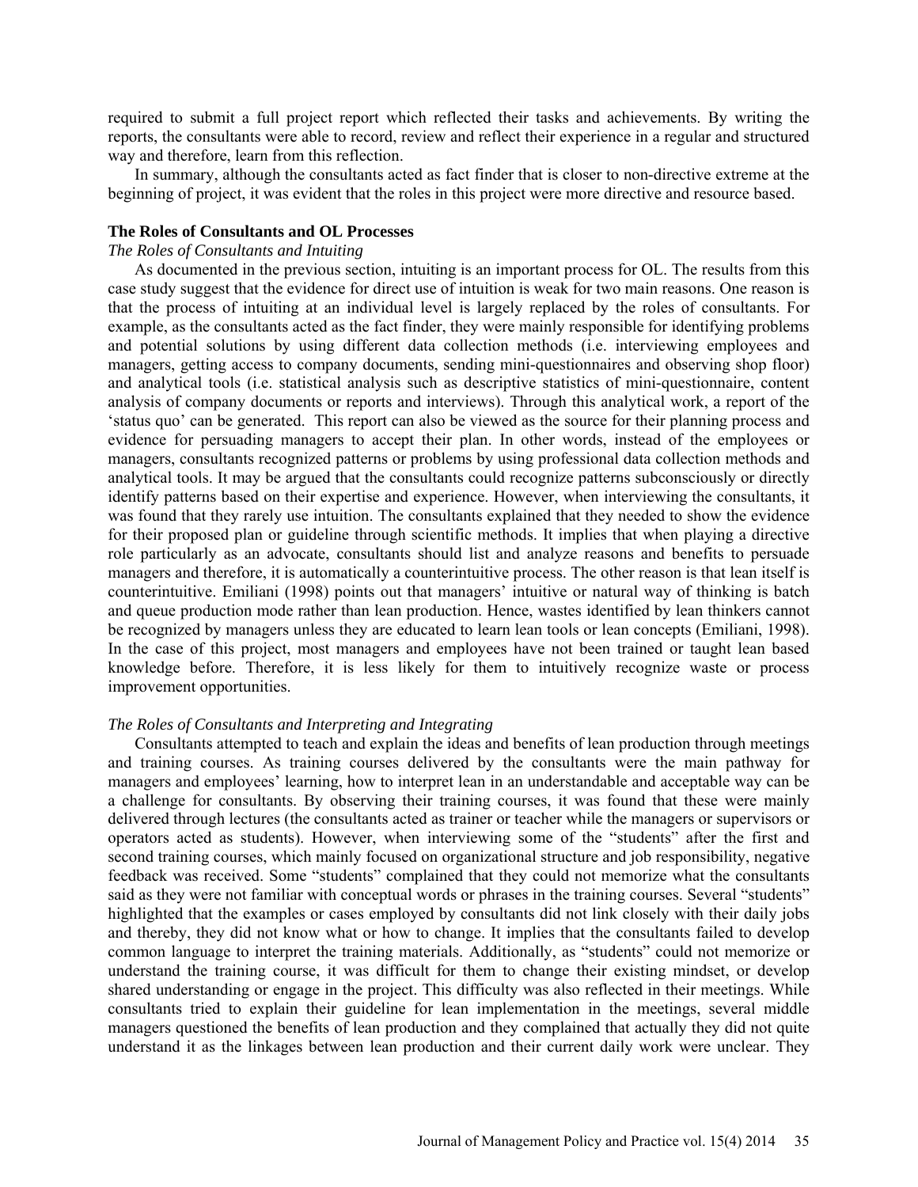required to submit a full project report which reflected their tasks and achievements. By writing the reports, the consultants were able to record, review and reflect their experience in a regular and structured way and therefore, learn from this reflection.

In summary, although the consultants acted as fact finder that is closer to non-directive extreme at the beginning of project, it was evident that the roles in this project were more directive and resource based.

### The Roles of Consultants and OL Processes

#### *The Roles of Consultants and Intuiting*

As documented in the previous section, intuiting is an important process for OL. The results from this case study suggest that the evidence for direct use of intuition is weak for two main reasons. One reason is that the process of intuiting at an individual level is largely replaced by the roles of consultants. For example, as the consultants acted as the fact finder, they were mainly responsible for identifying problems and potential solutions by using different data collection methods (i.e. interviewing employees and managers, getting access to company documents, sending mini-questionnaires and observing shop floor) and analytical tools (i.e. statistical analysis such as descriptive statistics of mini-questionnaire, content analysis of company documents or reports and interviews). Through this analytical work, a report of the 'status quo' can be generated. This report can also be viewed as the source for their planning process and evidence for persuading managers to accept their plan. In other words, instead of the employees or managers, consultants recognized patterns or problems by using professional data collection methods and analytical tools. It may be argued that the consultants could recognize patterns subconsciously or directly identify patterns based on their expertise and experience. However, when interviewing the consultants, it was found that they rarely use intuition. The consultants explained that they needed to show the evidence for their proposed plan or guideline through scientific methods. It implies that when playing a directive role particularly as an advocate, consultants should list and analyze reasons and benefits to persuade managers and therefore, it is automatically a counterintuitive process. The other reason is that lean itself is counterintuitive. Emiliani (1998) points out that managers' intuitive or natural way of thinking is batch and queue production mode rather than lean production. Hence, wastes identified by lean thinkers cannot be recognized by managers unless they are educated to learn lean tools or lean concepts (Emiliani, 1998). In the case of this project, most managers and employees have not been trained or taught lean based knowledge before. Therefore, it is less likely for them to intuitively recognize waste or process improvement opportunities.

#### *The Roles of Consultants and Interpreting and Integrating*

Consultants attempted to teach and explain the ideas and benefits of lean production through meetings and training courses. As training courses delivered by the consultants were the main pathway for managers and employees' learning, how to interpret lean in an understandable and acceptable way can be a challenge for consultants. By observing their training courses, it was found that these were mainly delivered through lectures (the consultants acted as trainer or teacher while the managers or supervisors or operators acted as students). However, when interviewing some of the "students" after the first and second training courses, which mainly focused on organizational structure and job responsibility, negative feedback was received. Some "students" complained that they could not memorize what the consultants said as they were not familiar with conceptual words or phrases in the training courses. Several "students" highlighted that the examples or cases employed by consultants did not link closely with their daily jobs and thereby, they did not know what or how to change. It implies that the consultants failed to develop common language to interpret the training materials. Additionally, as "students" could not memorize or understand the training course, it was difficult for them to change their existing mindset, or develop shared understanding or engage in the project. This difficulty was also reflected in their meetings. While consultants tried to explain their guideline for lean implementation in the meetings, several middle managers questioned the benefits of lean production and they complained that actually they did not quite understand it as the linkages between lean production and their current daily work were unclear. They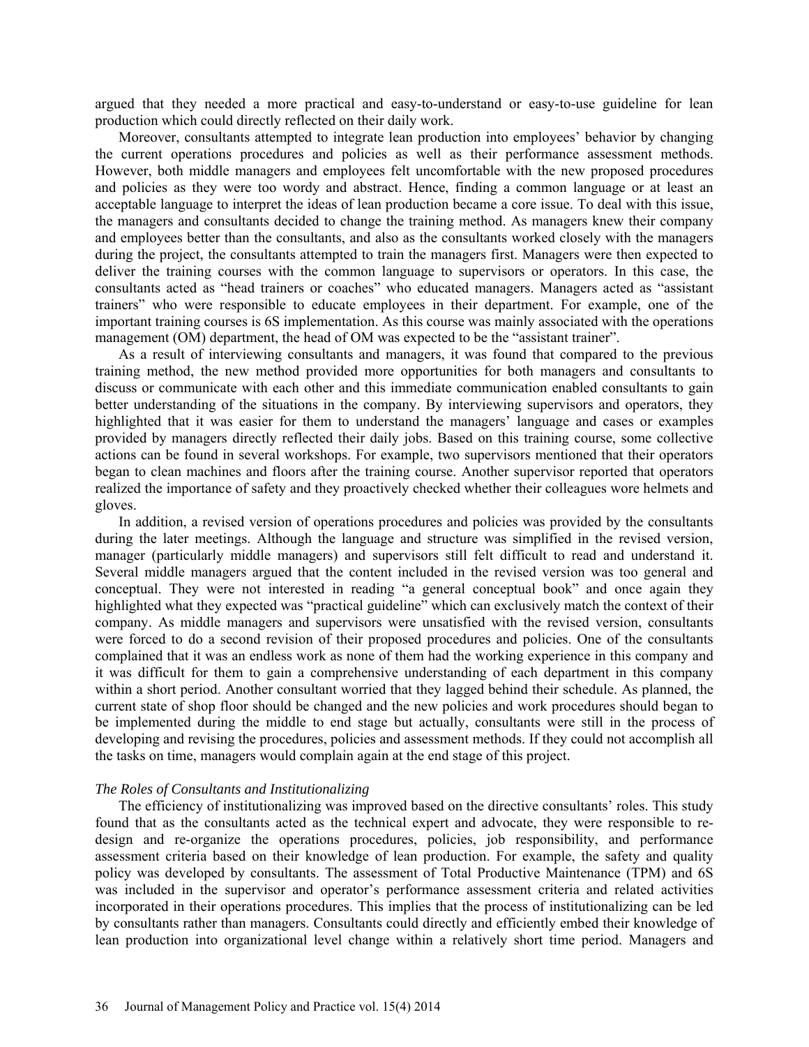argued that they needed a more practical and easy-to-understand or easy-to-use guideline for lean production which could directly reflected on their daily work.

Moreover, consultants attempted to integrate lean production into employees' behavior by changing the current operations procedures and policies as well as their performance assessment methods. However, both middle managers and employees felt uncomfortable with the new proposed procedures and policies as they were too wordy and abstract. Hence, finding a common language or at least an acceptable language to interpret the ideas of lean production became a core issue. To deal with this issue, the managers and consultants decided to change the training method. As managers knew their company and employees better than the consultants, and also as the consultants worked closely with the managers during the project, the consultants attempted to train the managers first. Managers were then expected to deliver the training courses with the common language to supervisors or operators. In this case, the consultants acted as "head trainers or coaches" who educated managers. Managers acted as "assistant trainers" who were responsible to educate employees in their department. For example, one of the important training courses is 6S implementation. As this course was mainly associated with the operations management (OM) department, the head of OM was expected to be the "assistant trainer".

As a result of interviewing consultants and managers, it was found that compared to the previous training method, the new method provided more opportunities for both managers and consultants to discuss or communicate with each other and this immediate communication enabled consultants to gain better understanding of the situations in the company. By interviewing supervisors and operators, they highlighted that it was easier for them to understand the managers' language and cases or examples provided by managers directly reflected their daily jobs. Based on this training course, some collective actions can be found in several workshops. For example, two supervisors mentioned that their operators began to clean machines and floors after the training course. Another supervisor reported that operators realized the importance of safety and they proactively checked whether their colleagues wore helmets and gloves.

In addition, a revised version of operations procedures and policies was provided by the consultants during the later meetings. Although the language and structure was simplified in the revised version, manager (particularly middle managers) and supervisors still felt difficult to read and understand it. Several middle managers argued that the content included in the revised version was too general and conceptual. They were not interested in reading "a general conceptual book" and once again they highlighted what they expected was "practical guideline" which can exclusively match the context of their company. As middle managers and supervisors were unsatisfied with the revised version, consultants were forced to do a second revision of their proposed procedures and policies. One of the consultants complained that it was an endless work as none of them had the working experience in this company and it was difficult for them to gain a comprehensive understanding of each department in this company within a short period. Another consultant worried that they lagged behind their schedule. As planned, the current state of shop floor should be changed and the new policies and work procedures should began to be implemented during the middle to end stage but actually, consultants were still in the process of developing and revising the procedures, policies and assessment methods. If they could not accomplish all the tasks on time, managers would complain again at the end stage of this project.

*The Roles of Consultants and Institutionalizing*

The efficiency of institutionalizing was improved based on the directive consultants' roles. This study found that as the consultants acted as the technical expert and advocate, they were responsible to re-design and re-organize the operations procedures, policies, job responsibility, and performance assessment criteria based on their knowledge of lean production. For example, the safety and quality policy was developed by consultants. The assessment of Total Productive Maintenance (TPM) and 6S was included in the supervisor and operator's performance assessment criteria and related activities incorporated in their operations procedures. This implies that the process of institutionalizing can be led by consultants rather than managers. Consultants could directly and efficiently embed their knowledge of lean production into organizational level change within a relatively short time period. Managers and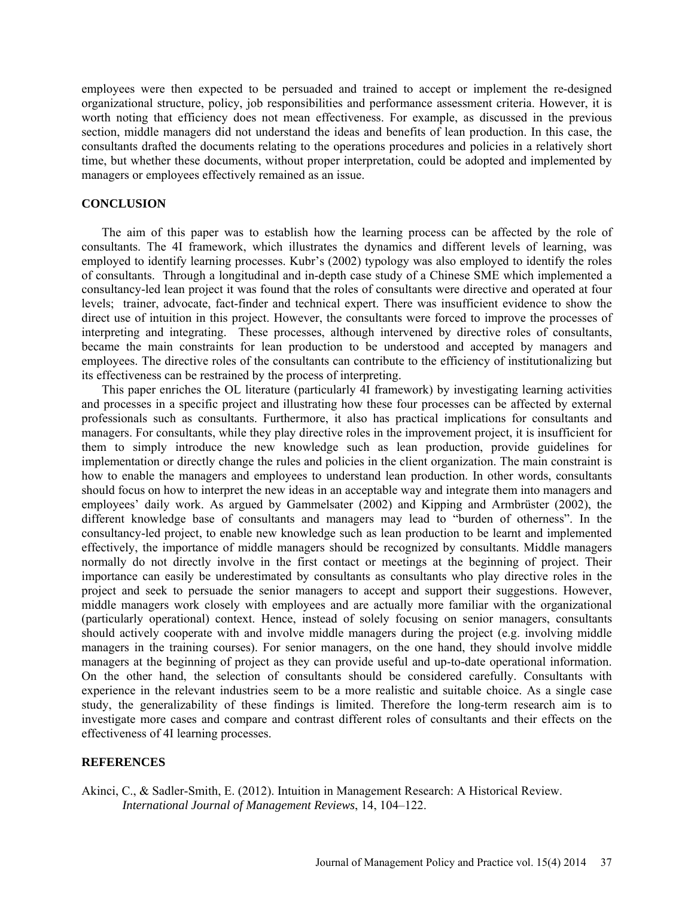employees were then expected to be persuaded and trained to accept or implement the re-designed organizational structure, policy, job responsibilities and performance assessment criteria. However, it is worth noting that efficiency does not mean effectiveness. For example, as discussed in the previous section, middle managers did not understand the ideas and benefits of lean production. In this case, the consultants drafted the documents relating to the operations procedures and policies in a relatively short time, but whether these documents, without proper interpretation, could be adopted and implemented by managers or employees effectively remained as an issue.

## CONCLUSION

The aim of this paper was to establish how the learning process can be affected by the role of consultants. The 4I framework, which illustrates the dynamics and different levels of learning, was employed to identify learning processes. Kubr's (2002) typology was also employed to identify the roles of consultants. Through a longitudinal and in-depth case study of a Chinese SME which implemented a consultancy-led lean project it was found that the roles of consultants were directive and operated at four levels; trainer, advocate, fact-finder and technical expert. There was insufficient evidence to show the direct use of intuition in this project. However, the consultants were forced to improve the processes of interpreting and integrating. These processes, although intervened by directive roles of consultants, became the main constraints for lean production to be understood and accepted by managers and employees. The directive roles of the consultants can contribute to the efficiency of institutionalizing but its effectiveness can be restrained by the process of interpreting.

This paper enriches the OL literature (particularly 4I framework) by investigating learning activities and processes in a specific project and illustrating how these four processes can be affected by external professionals such as consultants. Furthermore, it also has practical implications for consultants and managers. For consultants, while they play directive roles in the improvement project, it is insufficient for them to simply introduce the new knowledge such as lean production, provide guidelines for implementation or directly change the rules and policies in the client organization. The main constraint is how to enable the managers and employees to understand lean production. In other words, consultants should focus on how to interpret the new ideas in an acceptable way and integrate them into managers and employees' daily work. As argued by Gammelsater (2002) and Kipping and Armbrüster (2002), the different knowledge base of consultants and managers may lead to "burden of otherness". In the consultancy-led project, to enable new knowledge such as lean production to be learnt and implemented effectively, the importance of middle managers should be recognized by consultants. Middle managers normally do not directly involve in the first contact or meetings at the beginning of project. Their importance can easily be underestimated by consultants as consultants who play directive roles in the project and seek to persuade the senior managers to accept and support their suggestions. However, middle managers work closely with employees and are actually more familiar with the organizational (particularly operational) context. Hence, instead of solely focusing on senior managers, consultants should actively cooperate with and involve middle managers during the project (e.g. involving middle managers in the training courses). For senior managers, on the one hand, they should involve middle managers at the beginning of project as they can provide useful and up-to-date operational information. On the other hand, the selection of consultants should be considered carefully. Consultants with experience in the relevant industries seem to be a more realistic and suitable choice. As a single case study, the generalizability of these findings is limited. Therefore the long-term research aim is to investigate more cases and compare and contrast different roles of consultants and their effects on the effectiveness of 4I learning processes.

## REFERENCES

Akinci, C., & Sadler-Smith, E. (2012). Intuition in Management Research: A Historical Review. *International Journal of Management Reviews*, 14, 104–122.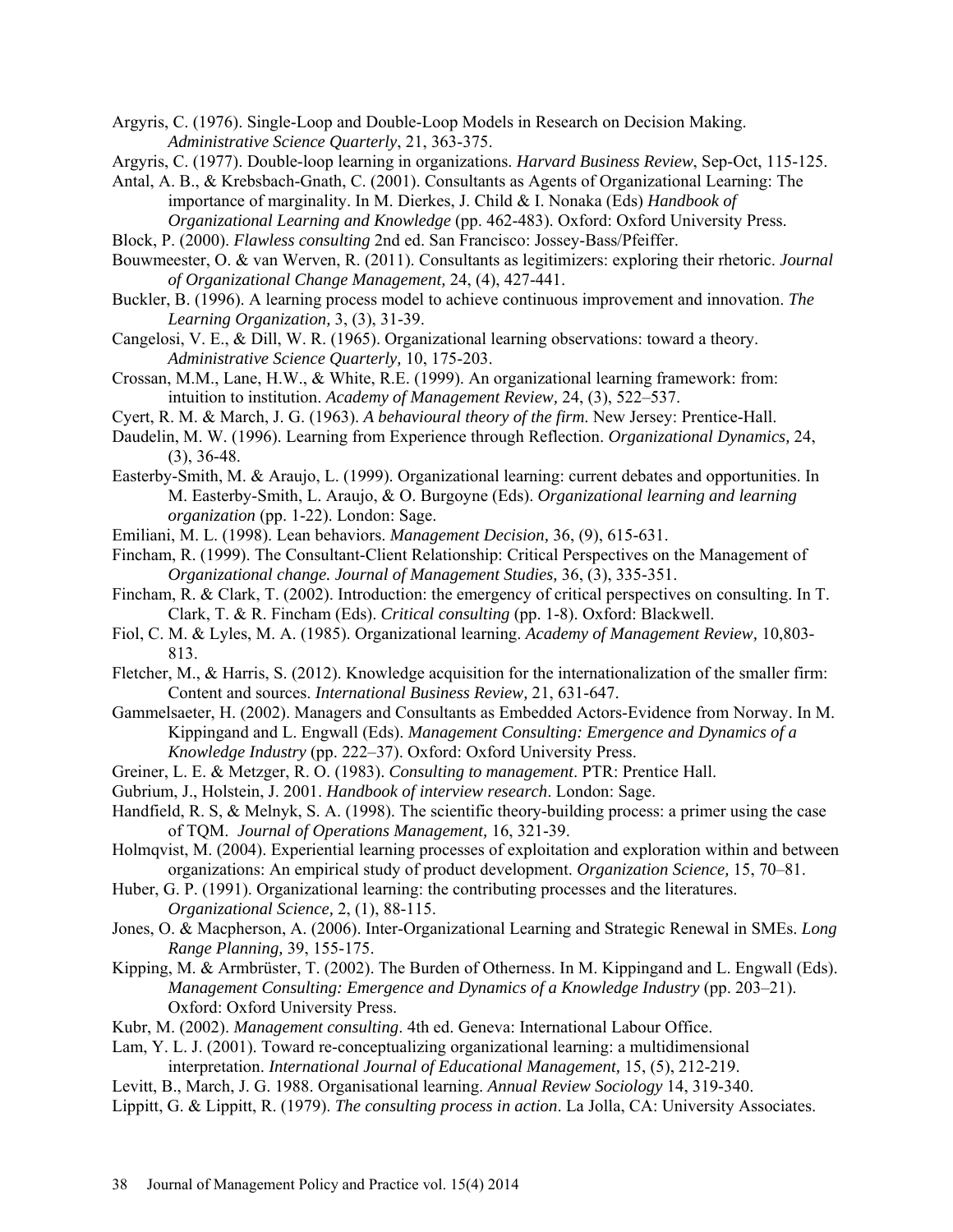Argyris, C. (1976). Single-Loop and Double-Loop Models in Research on Decision Making. *Administrative Science Quarterly*, 21, 363-375.

Argyris, C. (1977). Double-loop learning in organizations. *Harvard Business Review*, Sep-Oct, 115-125.

Antal, A. B., & Krebsbach-Gnath, C. (2001). Consultants as Agents of Organizational Learning: The importance of marginality. In M. Dierkes, J. Child & I. Nonaka (Eds) *Handbook of Organizational Learning and Knowledge* (pp. 462-483). Oxford: Oxford University Press.

Block, P. (2000). *Flawless consulting* 2nd ed. San Francisco: Jossey-Bass/Pfeiffer.

Bouwmeester, O. & van Werven, R. (2011). Consultants as legitimizers: exploring their rhetoric. *Journal of Organizational Change Management,* 24, (4), 427-441.

Buckler, B. (1996). A learning process model to achieve continuous improvement and innovation. *The Learning Organization,* 3, (3), 31-39.

Cangelosi, V. E., & Dill, W. R. (1965). Organizational learning observations: toward a theory. *Administrative Science Quarterly,* 10, 175-203.

Crossan, M.M., Lane, H.W., & White, R.E. (1999). An organizational learning framework: from: intuition to institution. *Academy of Management Review*, 24, (3), 522–537.

Cyert, R. M. & March, J. G. (1963). *A behavioural theory of the firm*. New Jersey: Prentice-Hall.

Daudelin, M. W. (1996). Learning from Experience through Reflection. *Organizational Dynamics,* 24, (3), 36-48.

Easterby-Smith, M. & Araujo, L. (1999). Organizational learning: current debates and opportunities. In M. Easterby-Smith, L. Araujo, & O. Burgoyne (Eds). *Organizational learning and learning organization* (pp. 1-22). London: Sage.

Emiliani, M. L. (1998). Lean behaviors. *Management Decision,* 36, (9), 615-631.

Fincham, R. (1999). The Consultant-Client Relationship: Critical Perspectives on the Management of *Organizational change. Journal of Management Studies,* 36, (3), 335-351.

Fincham, R. & Clark, T. (2002). Introduction: the emergency of critical perspectives on consulting. In T. Clark, T. & R. Fincham (Eds). *Critical consulting* (pp. 1-8). Oxford: Blackwell.

Fiol, C. M. & Lyles, M. A. (1985). Organizational learning. *Academy of Management Review,* 10,803-813.

Fletcher, M., & Harris, S. (2012). Knowledge acquisition for the internationalization of the smaller firm: Content and sources. *International Business Review,* 21, 631-647.

Gammelsaeter, H. (2002). Managers and Consultants as Embedded Actors-Evidence from Norway. In M. Kippingand and L. Engwall (Eds). *Management Consulting: Emergence and Dynamics of a Knowledge Industry* (pp. 222–37). Oxford: Oxford University Press.

Greiner, L. E. & Metzger, R. O. (1983). *Consulting to management*. PTR: Prentice Hall.

Gubrium, J., Holstein, J. 2001. *Handbook of interview research*. London: Sage.

Handfield, R. S, & Melnyk, S. A. (1998). The scientific theory-building process: a primer using the case of TQM. *Journal of Operations Management,* 16, 321-39.

Holmqvist, M. (2004). Experiential learning processes of exploitation and exploration within and between organizations: An empirical study of product development. *Organization Science,* 15, 70–81.

Huber, G. P. (1991). Organizational learning: the contributing processes and the literatures. *Organizational Science,* 2, (1), 88-115.

Jones, O. & Macpherson, A. (2006). Inter-Organizational Learning and Strategic Renewal in SMEs. *Long Range Planning,* 39, 155-175.

Kipping, M. & Armbrüster, T. (2002). The Burden of Otherness. In M. Kippingand and L. Engwall (Eds). *Management Consulting: Emergence and Dynamics of a Knowledge Industry* (pp. 203–21). Oxford: Oxford University Press.

Kubr, M. (2002). *Management consulting*. 4th ed. Geneva: International Labour Office.

Lam, Y. L. J. (2001). Toward re-conceptualizing organizational learning: a multidimensional interpretation. *International Journal of Educational Management,* 15, (5), 212-219.

Levitt, B., March, J. G. 1988. Organisational learning. *Annual Review Sociology* 14, 319-340.

Lippitt, G. & Lippitt, R. (1979). *The consulting process in action*. La Jolla, CA: University Associates.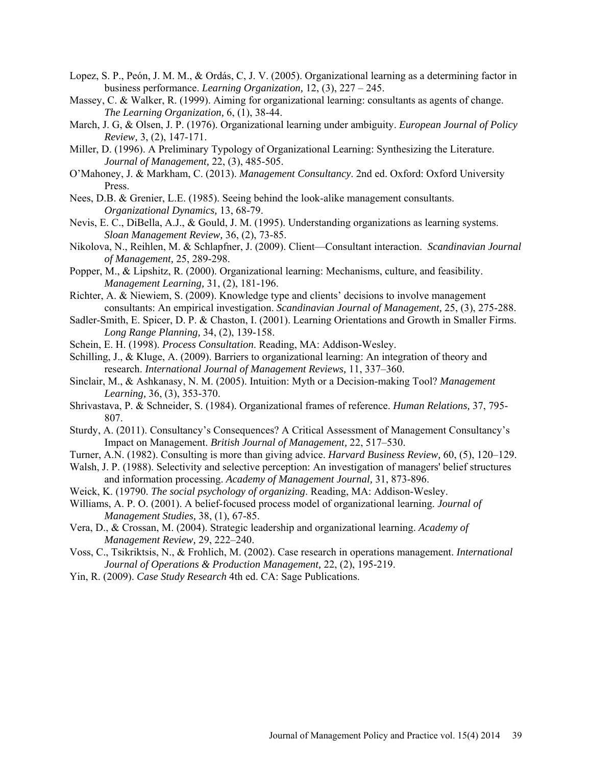Lopez, S. P., Peón, J. M. M., & Ordás, C, J. V. (2005). Organizational learning as a determining factor in business performance. *Learning Organization,* 12, (3), 227 – 245.

Massey, C. & Walker, R. (1999). Aiming for organizational learning: consultants as agents of change. *The Learning Organization,* 6, (1), 38-44.

March, J. G, & Olsen, J. P. (1976). Organizational learning under ambiguity. *European Journal of Policy Review,* 3, (2), 147-171.

Miller, D. (1996). A Preliminary Typology of Organizational Learning: Synthesizing the Literature. *Journal of Management,* 22, (3), 485-505.

O'Mahoney, J. & Markham, C. (2013). *Management Consultancy*. 2nd ed. Oxford: Oxford University Press.

Nees, D.B. & Grenier, L.E. (1985). Seeing behind the look-alike management consultants. *Organizational Dynamics,* 13, 68-79.

Nevis, E. C., DiBella, A.J., & Gould, J. M. (1995). Understanding organizations as learning systems. *Sloan Management Review,* 36, (2), 73-85.

Nikolova, N., Reihlen, M. & Schlapfner, J. (2009). Client—Consultant interaction. *Scandinavian Journal of Management,* 25, 289-298.

Popper, M., & Lipshitz, R. (2000). Organizational learning: Mechanisms, culture, and feasibility. *Management Learning,* 31, (2), 181-196.

Richter, A. & Niewiem, S. (2009). Knowledge type and clients' decisions to involve management consultants: An empirical investigation. *Scandinavian Journal of Management,* 25, (3), 275-288.

Sadler-Smith, E. Spicer, D. P. & Chaston, I. (2001). Learning Orientations and Growth in Smaller Firms. *Long Range Planning,* 34, (2), 139-158.

Schein, E. H. (1998). *Process Consultation*. Reading, MA: Addison-Wesley.

Schilling, J., & Kluge, A. (2009). Barriers to organizational learning: An integration of theory and research. *International Journal of Management Reviews,* 11, 337–360.

Sinclair, M., & Ashkanasy, N. M. (2005). Intuition: Myth or a Decision-making Tool? *Management Learning,* 36, (3), 353-370.

Shrivastava, P. & Schneider, S. (1984). Organizational frames of reference. *Human Relations,* 37, 795-807.

Sturdy, A. (2011). Consultancy's Consequences? A Critical Assessment of Management Consultancy's Impact on Management. *British Journal of Management,* 22, 517–530.

Turner, A.N. (1982). Consulting is more than giving advice. *Harvard Business Review,* 60, (5), 120–129.

Walsh, J. P. (1988). Selectivity and selective perception: An investigation of managers' belief structures and information processing. *Academy of Management Journal,* 31, 873-896.

Weick, K. (19790. *The social psychology of organizing*. Reading, MA: Addison-Wesley.

Williams, A. P. O. (2001). A belief-focused process model of organizational learning. *Journal of Management Studies,* 38, (1), 67-85.

Vera, D., & Crossan, M. (2004). Strategic leadership and organizational learning. *Academy of Management Review,* 29, 222–240.

Voss, C., Tsikriktsis, N., & Frohlich, M. (2002). Case research in operations management. *International Journal of Operations & Production Management,* 22, (2), 195-219.

Yin, R. (2009). *Case Study Research* 4th ed. CA: Sage Publications.